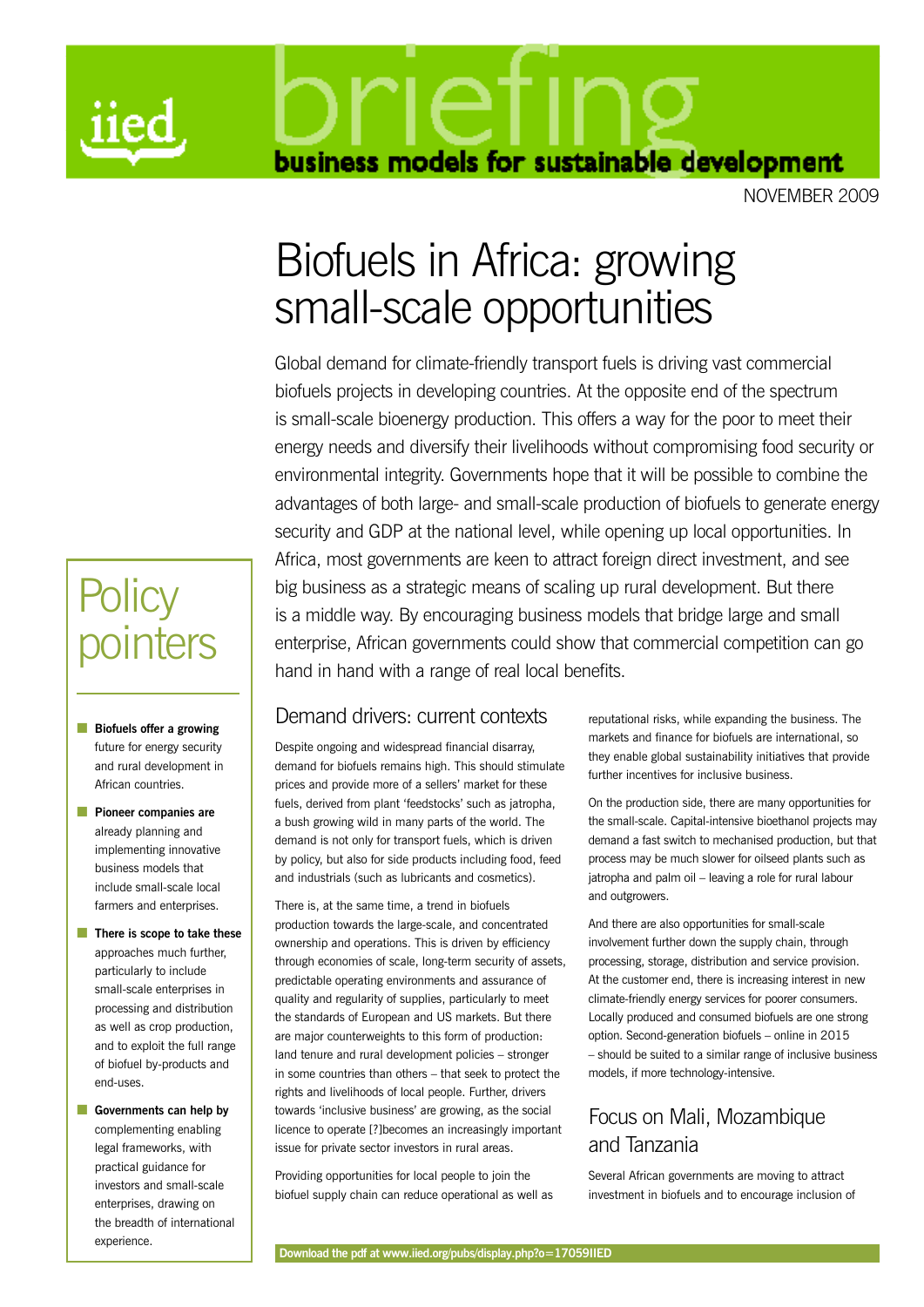iied

briefing

business models for sustainable development

NOVEMBER 2009

# Biofuels in Africa: growing small-scale opportunities

Global demand for climate-friendly transport fuels is driving vast commercial biofuels projects in developing countries. At the opposite end of the spectrum is small-scale bioenergy production. This offers a way for the poor to meet their energy needs and diversify their livelihoods without compromising food security or environmental integrity. Governments hope that it will be possible to combine the advantages of both large- and small-scale production of biofuels to generate energy security and GDP at the national level, while opening up local opportunities. In Africa, most governments are keen to attract foreign direct investment, and see big business as a strategic means of scaling up rural development. But there is a middle way. By encouraging business models that bridge large and small enterprise, African governments could show that commercial competition can go hand in hand with a range of real local benefits.

## Policy pointers

- **Biofuels offer a growing** future for energy security and rural development in African countries.
- **Pioneer companies are** already planning and implementing innovative business models that include small-scale local farmers and enterprises.
- **There is scope to take these** approaches much further, particularly to include small-scale enterprises in processing and distribution as well as crop production, and to exploit the full range of biofuel by-products and end-uses.
- **Governments can help by** complementing enabling legal frameworks, with practical guidance for investors and small-scale enterprises, drawing on the breadth of international experience.

## Demand drivers: current contexts

Despite ongoing and widespread financial disarray, demand for biofuels remains high. This should stimulate prices and provide more of a sellers' market for these fuels, derived from plant 'feedstocks' such as jatropha, a bush growing wild in many parts of the world. The demand is not only for transport fuels, which is driven by policy, but also for side products including food, feed and industrials (such as lubricants and cosmetics).

There is, at the same time, a trend in biofuels production towards the large-scale, and concentrated ownership and operations. This is driven by efficiency through economies of scale, long-term security of assets, predictable operating environments and assurance of quality and regularity of supplies, particularly to meet the standards of European and US markets. But there are major counterweights to this form of production: land tenure and rural development policies – stronger in some countries than others – that seek to protect the rights and livelihoods of local people. Further, drivers towards 'inclusive business' are growing, as the social licence to operate [?]becomes an increasingly important issue for private sector investors in rural areas.

Providing opportunities for local people to join the biofuel supply chain can reduce operational as well as reputational risks, while expanding the business. The markets and finance for biofuels are international, so they enable global sustainability initiatives that provide further incentives for inclusive business.

On the production side, there are many opportunities for the small-scale. Capital-intensive bioethanol projects may demand a fast switch to mechanised production, but that process may be much slower for oilseed plants such as jatropha and palm oil – leaving a role for rural labour and outgrowers.

And there are also opportunities for small-scale involvement further down the supply chain, through processing, storage, distribution and service provision. At the customer end, there is increasing interest in new climate-friendly energy services for poorer consumers. Locally produced and consumed biofuels are one strong option. Second-generation biofuels – online in 2015 – should be suited to a similar range of inclusive business models, if more technology-intensive.

## Focus on Mali, Mozambique and Tanzania

Several African governments are moving to attract investment in biofuels and to encourage inclusion of

Download the pdf at www.iied.org/pubs/display.php?o=17059IIED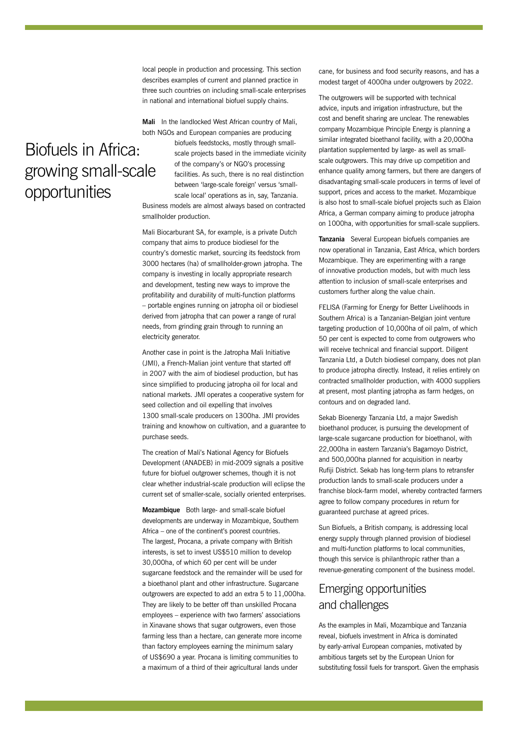# Biofuels in Africa: growing small-scale opportunities

local people in production and processing. This section describes examples of current and planned practice in three such countries on including small-scale enterprises in national and international biofuel supply chains.

**Mali** In the landlocked West African country of Mali, both NGOs and European companies are producing biofuels feedstocks, mostly through small-scale projects based in the immediate vicinity of the company's or NGO's processing facilities. As such, there is no real distinction between 'large-scale foreign' versus 'small-scale local' operations as in, say, Tanzania. Business models are almost always based on contracted smallholder production.

Mali Biocarburant SA, for example, is a private Dutch company that aims to produce biodiesel for the country's domestic market, sourcing its feedstock from 3000 hectares (ha) of smallholder-grown jatropha. The company is investing in locally appropriate research and development, testing new ways to improve the profitability and durability of multi-function platforms – portable engines running on jatropha oil or biodiesel derived from jatropha that can power a range of rural needs, from grinding grain through to running an electricity generator.

Another case in point is the Jatropha Mali Initiative (JMI), a French-Malian joint venture that started off in 2007 with the aim of biodiesel production, but has since simplified to producing jatropha oil for local and national markets. JMI operates a cooperative system for seed collection and oil expelling that involves 1300 small-scale producers on 1300ha. JMI provides training and knowhow on cultivation, and a guarantee to purchase seeds.

The creation of Mali's National Agency for Biofuels Development (ANADEB) in mid-2009 signals a positive future for biofuel outgrower schemes, though it is not clear whether industrial-scale production will eclipse the current set of smaller-scale, socially oriented enterprises.

**Mozambique** Both large- and small-scale biofuel developments are underway in Mozambique, Southern Africa – one of the continent's poorest countries. The largest, Procana, a private company with British interests, is set to invest US$510 million to develop 30,000ha, of which 60 per cent will be under sugarcane feedstock and the remainder will be used for a bioethanol plant and other infrastructure. Sugarcane outgrowers are expected to add an extra 5 to 11,000ha. They are likely to be better off than unskilled Procana employees – experience with two farmers' associations in Xinavane shows that sugar outgrowers, even those farming less than a hectare, can generate more income than factory employees earning the minimum salary of US$690 a year. Procana is limiting communities to a maximum of a third of their agricultural lands under cane, for business and food security reasons, and has a modest target of 4000ha under outgrowers by 2022.

The outgrowers will be supported with technical advice, inputs and irrigation infrastructure, but the cost and benefit sharing are unclear. The renewables company Mozambique Principle Energy is planning a similar integrated bioethanol facility, with a 20,000ha plantation supplemented by large- as well as small-scale outgrowers. This may drive up competition and enhance quality among farmers, but there are dangers of disadvantaging small-scale producers in terms of level of support, prices and access to the market. Mozambique is also host to small-scale biofuel projects such as Elaion Africa, a German company aiming to produce jatropha on 1000ha, with opportunities for small-scale suppliers.

**Tanzania** Several European biofuels companies are now operational in Tanzania, East Africa, which borders Mozambique. They are experimenting with a range of innovative production models, but with much less attention to inclusion of small-scale enterprises and customers further along the value chain.

FELISA (Farming for Energy for Better Livelihoods in Southern Africa) is a Tanzanian-Belgian joint venture targeting production of 10,000ha of oil palm, of which 50 per cent is expected to come from outgrowers who will receive technical and financial support. Diligent Tanzania Ltd, a Dutch biodiesel company, does not plan to produce jatropha directly. Instead, it relies entirely on contracted smallholder production, with 4000 suppliers at present, most planting jatropha as farm hedges, on contours and on degraded land.

Sekab Bioenergy Tanzania Ltd, a major Swedish bioethanol producer, is pursuing the development of large-scale sugarcane production for bioethanol, with 22,000ha in eastern Tanzania's Bagamoyo District, and 500,000ha planned for acquisition in nearby Rufiji District. Sekab has long-term plans to retransfer production lands to small-scale producers under a franchise block-farm model, whereby contracted farmers agree to follow company procedures in return for guaranteed purchase at agreed prices.

Sun Biofuels, a British company, is addressing local energy supply through planned provision of biodiesel and multi-function platforms to local communities, though this service is philanthropic rather than a revenue-generating component of the business model.

## Emerging opportunities and challenges

As the examples in Mali, Mozambique and Tanzania reveal, biofuels investment in Africa is dominated by early-arrival European companies, motivated by ambitious targets set by the European Union for substituting fossil fuels for transport. Given the emphasis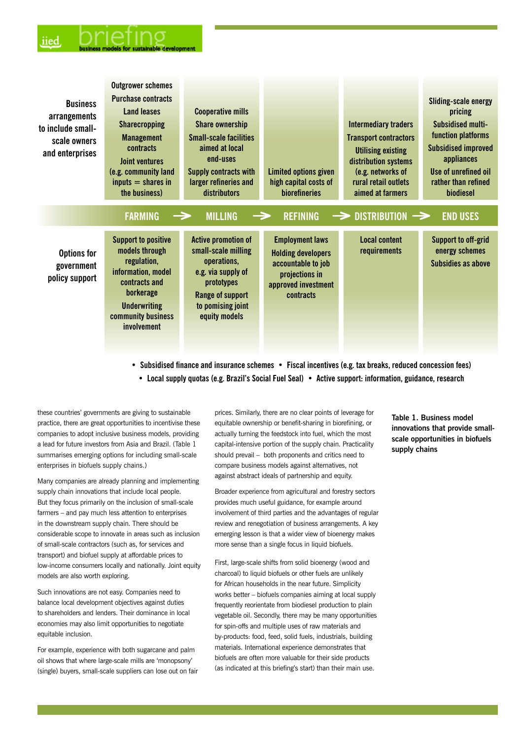| | FARMING | MILLING | REFINING | DISTRIBUTION | END USES |
|---|---|---|---|---|---|
| **Business arrangements to include small-scale owners and enterprises** | Outgrower schemes<br>Purchase contracts<br>Land leases<br>Sharecropping<br>Management contracts<br>Joint ventures (e.g. community land inputs = shares in the business) | Cooperative mills<br>Share ownership<br>Small-scale facilities aimed at local end-uses<br>Supply contracts with larger refineries and distributors | Limited options given high capital costs of biorefineries | Intermediary traders<br>Transport contractors<br>Utilising existing distribution systems (e.g. networks of rural retail outlets aimed at farmers | Sliding-scale energy pricing<br>Subsidised multi-function platforms<br>Subsidised improved appliances<br>Use of unrefined oil rather than refined biodiesel |
| **Options for government policy support** | Support to positive models through regulation, information, model contracts and borkerage<br>Underwriting community business involvement | Active promotion of small-scale milling operations, e.g. via supply of prototypes<br>Range of support to pomising joint equity models | Employment laws<br>Holding developers accountable to job projections in approved investment contracts | Local content requirements | Support to off-grid energy schemes<br>Subsidies as above |

- Subsidised finance and insurance schemes
- Fiscal incentives (e.g. tax breaks, reduced concession fees)
- Local supply quotas (e.g. Brazil's Social Fuel Seal)
- Active support: information, guidance, research

**Table 1. Business model innovations that provide small-scale opportunities in biofuels supply chains**

these countries' governments are giving to sustainable practice, there are great opportunities to incentivise these companies to adopt inclusive business models, providing a lead for future investors from Asia and Brazil. (Table 1 summarises emerging options for including small-scale enterprises in biofuels supply chains.)

Many companies are already planning and implementing supply chain innovations that include local people. But they focus primarily on the inclusion of small-scale farmers – and pay much less attention to enterprises in the downstream supply chain. There should be considerable scope to innovate in areas such as inclusion of small-scale contractors (such as, for services and transport) and biofuel supply at affordable prices to low-income consumers locally and nationally. Joint equity models are also worth exploring.

Such innovations are not easy. Companies need to balance local development objectives against duties to shareholders and lenders. Their dominance in local economies may also limit opportunities to negotiate equitable inclusion.

For example, experience with both sugarcane and palm oil shows that where large-scale mills are 'monopsony' (single) buyers, small-scale suppliers can lose out on fair prices. Similarly, there are no clear points of leverage for equitable ownership or benefit-sharing in biorefining, or actually turning the feedstock into fuel, which the most capital-intensive portion of the supply chain. Practicality should prevail – both proponents and critics need to compare business models against alternatives, not against abstract ideals of partnership and equity.

Broader experience from agricultural and forestry sectors provides much useful guidance, for example around involvement of third parties and the advantages of regular review and renegotiation of business arrangements. A key emerging lesson is that a wider view of bioenergy makes more sense than a single focus in liquid biofuels.

First, large-scale shifts from solid bioenergy (wood and charcoal) to liquid biofuels or other fuels are unlikely for African households in the near future. Simplicity works better – biofuels companies aiming at local supply frequently reorientate from biodiesel production to plain vegetable oil. Secondly, there may be many opportunities for spin-offs and multiple uses of raw materials and by-products: food, feed, solid fuels, industrials, building materials. International experience demonstrates that biofuels are often more valuable for their side products (as indicated at this briefing's start) than their main use.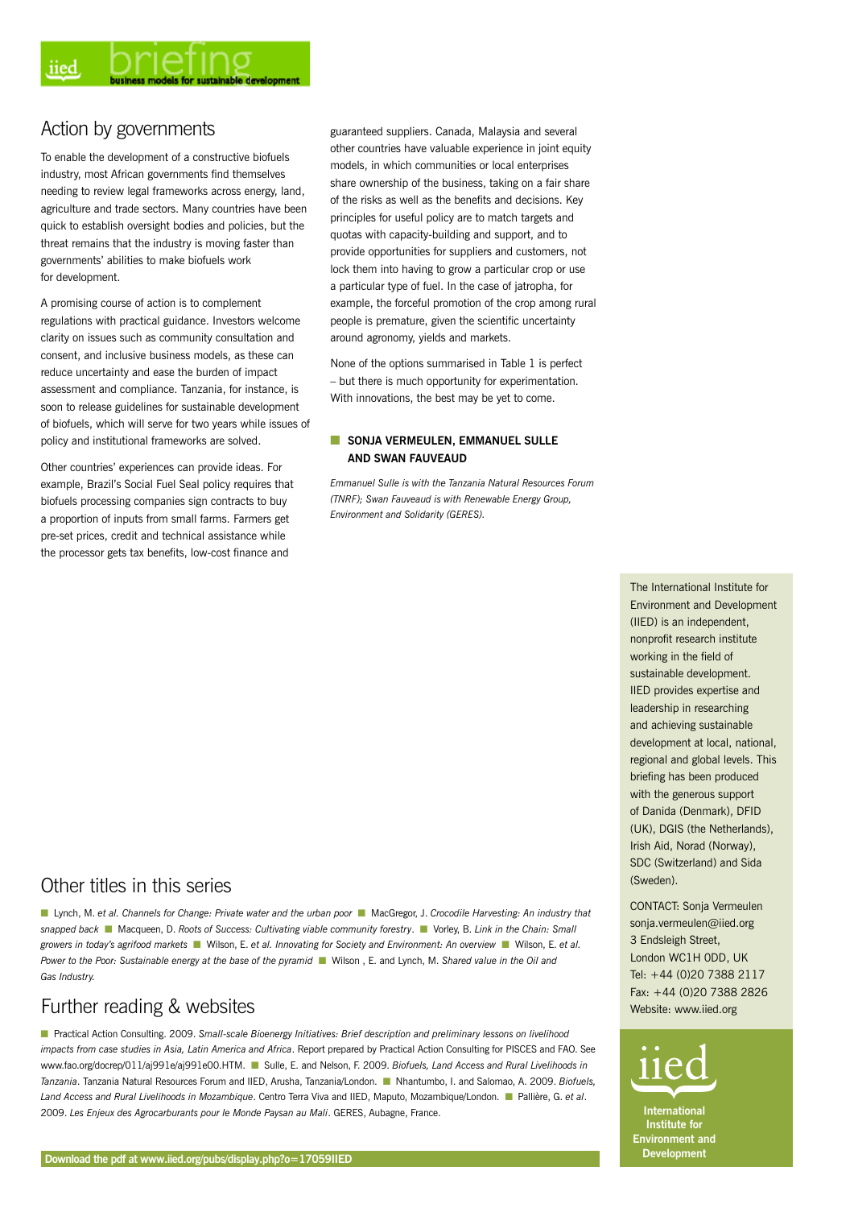## Action by governments

To enable the development of a constructive biofuels industry, most African governments find themselves needing to review legal frameworks across energy, land, agriculture and trade sectors. Many countries have been quick to establish oversight bodies and policies, but the threat remains that the industry is moving faster than governments' abilities to make biofuels work for development.

A promising course of action is to complement regulations with practical guidance. Investors welcome clarity on issues such as community consultation and consent, and inclusive business models, as these can reduce uncertainty and ease the burden of impact assessment and compliance. Tanzania, for instance, is soon to release guidelines for sustainable development of biofuels, which will serve for two years while issues of policy and institutional frameworks are solved.

Other countries' experiences can provide ideas. For example, Brazil's Social Fuel Seal policy requires that biofuels processing companies sign contracts to buy a proportion of inputs from small farms. Farmers get pre-set prices, credit and technical assistance while the processor gets tax benefits, low-cost finance and guaranteed suppliers. Canada, Malaysia and several other countries have valuable experience in joint equity models, in which communities or local enterprises share ownership of the business, taking on a fair share of the risks as well as the benefits and decisions. Key principles for useful policy are to match targets and quotas with capacity-building and support, and to provide opportunities for suppliers and customers, not lock them into having to grow a particular crop or use a particular type of fuel. In the case of jatropha, for example, the forceful promotion of the crop among rural people is premature, given the scientific uncertainty around agronomy, yields and markets.

None of the options summarised in Table 1 is perfect – but there is much opportunity for experimentation. With innovations, the best may be yet to come.

■ **SONJA VERMEULEN, EMMANUEL SULLE AND SWAN FAUVEAUD**

*Emmanuel Sulle is with the Tanzania Natural Resources Forum (TNRF); Swan Fauveaud is with Renewable Energy Group, Environment and Solidarity (GERES).*

## Other titles in this series

■ Lynch, M. *et al. Channels for Change: Private water and the urban poor* ■ MacGregor, J. *Crocodile Harvesting: An industry that snapped back* ■ Macqueen, D. *Roots of Success: Cultivating viable community forestry*. ■ Vorley, B. *Link in the Chain: Small growers in today's agrifood markets* ■ Wilson, E. *et al. Innovating for Society and Environment: An overview* ■ Wilson, E. *et al. Power to the Poor: Sustainable energy at the base of the pyramid* ■ Wilson , E. and Lynch, M. *Shared value in the Oil and Gas Industry.*

## Further reading & websites

■ Practical Action Consulting. 2009. *Small-scale Bioenergy Initiatives: Brief description and preliminary lessons on livelihood impacts from case studies in Asia, Latin America and Africa*. Report prepared by Practical Action Consulting for PISCES and FAO. See www.fao.org/docrep/011/aj991e/aj991e00.HTM. ■ Sulle, E. and Nelson, F. 2009. *Biofuels, Land Access and Rural Livelihoods in Tanzania*. Tanzania Natural Resources Forum and IIED, Arusha, Tanzania/London. ■ Nhantumbo, I. and Salomao, A. 2009. *Biofuels, Land Access and Rural Livelihoods in Mozambique*. Centro Terra Viva and IIED, Maputo, Mozambique/London. ■ Pallière, G. *et al*. 2009. *Les Enjeux des Agrocarburants pour le Monde Paysan au Mali*. GERES, Aubagne, France.

The International Institute for Environment and Development (IIED) is an independent, nonprofit research institute working in the field of sustainable development. IIED provides expertise and leadership in researching and achieving sustainable development at local, national, regional and global levels. This briefing has been produced with the generous support of Danida (Denmark), DFID (UK), DGIS (the Netherlands), Irish Aid, Norad (Norway), SDC (Switzerland) and Sida (Sweden).

CONTACT: Sonja Vermeulen
sonja.vermeulen@iied.org
3 Endsleigh Street,
London WC1H 0DD, UK
Tel: +44 (0)20 7388 2117
Fax: +44 (0)20 7388 2826
Website: www.iied.org

International Institute for Environment and Development

Download the pdf at www.iied.org/pubs/display.php?o=17059IIED